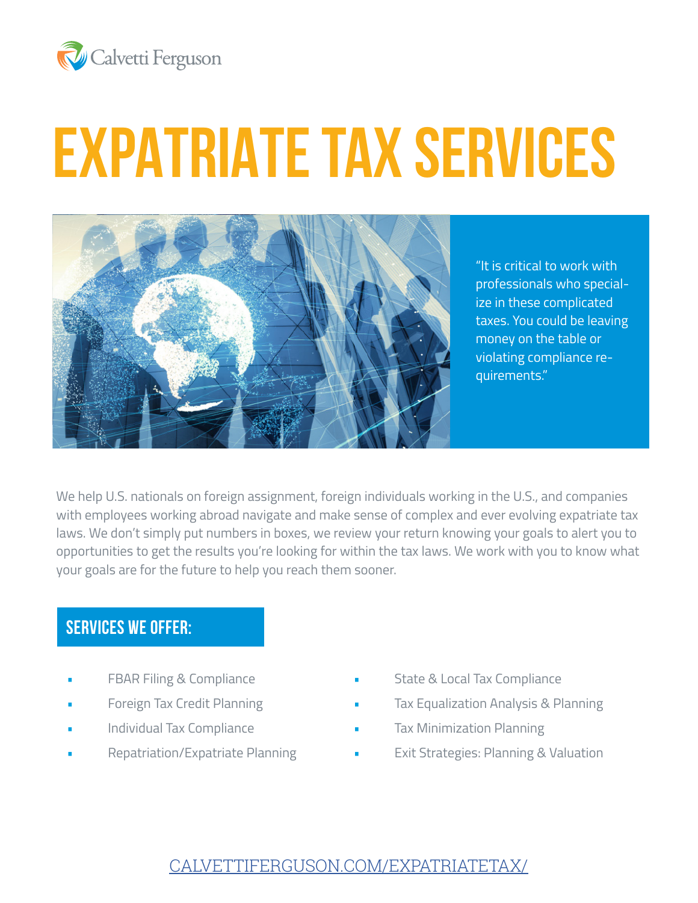Calvetti Ferguson

# EXPATRIATE TAX SERVICES

"It is critical to work with professionals who specialize in these complicated taxes. You could be leaving money on the table or violating compliance requirements."

We help U.S. nationals on foreign assignment, foreign individuals working in the U.S., and companies with employees working abroad navigate and make sense of complex and ever evolving expatriate tax laws. We don't simply put numbers in boxes, we review your return knowing your goals to alert you to opportunities to get the results you're looking for within the tax laws. We work with you to know what your goals are for the future to help you reach them sooner.

## SERVICES WE OFFER:

- FBAR Filing & Compliance
- Foreign Tax Credit Planning
- Individual Tax Compliance
- Repatriation/Expatriate Planning
- State & Local Tax Compliance
- Tax Equalization Analysis & Planning
- Tax Minimization Planning
- Exit Strategies: Planning & Valuation

CALVETTIFERGUSON.COM/EXPATRIATETAX/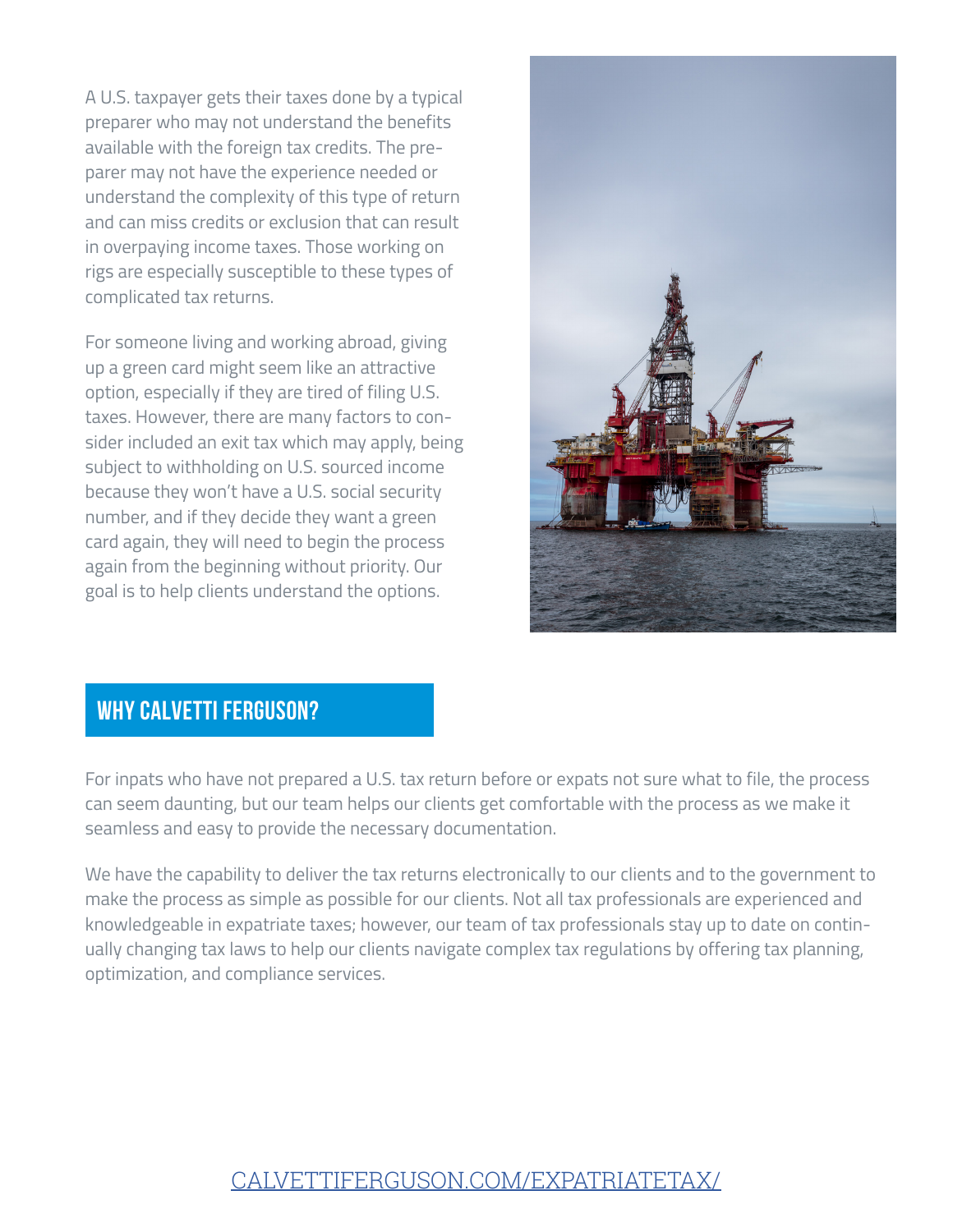A U.S. taxpayer gets their taxes done by a typical preparer who may not understand the benefits available with the foreign tax credits. The preparer may not have the experience needed or understand the complexity of this type of return and can miss credits or exclusion that can result in overpaying income taxes. Those working on rigs are especially susceptible to these types of complicated tax returns.

For someone living and working abroad, giving up a green card might seem like an attractive option, especially if they are tired of filing U.S. taxes. However, there are many factors to consider included an exit tax which may apply, being subject to withholding on U.S. sourced income because they won't have a U.S. social security number, and if they decide they want a green card again, they will need to begin the process again from the beginning without priority. Our goal is to help clients understand the options.

## WHY CALVETTI FERGUSON?

For inpats who have not prepared a U.S. tax return before or expats not sure what to file, the process can seem daunting, but our team helps our clients get comfortable with the process as we make it seamless and easy to provide the necessary documentation.

We have the capability to deliver the tax returns electronically to our clients and to the government to make the process as simple as possible for our clients. Not all tax professionals are experienced and knowledgeable in expatriate taxes; however, our team of tax professionals stay up to date on continually changing tax laws to help our clients navigate complex tax regulations by offering tax planning, optimization, and compliance services.

CALVETTIFERGUSON.COM/EXPATRIATETAX/